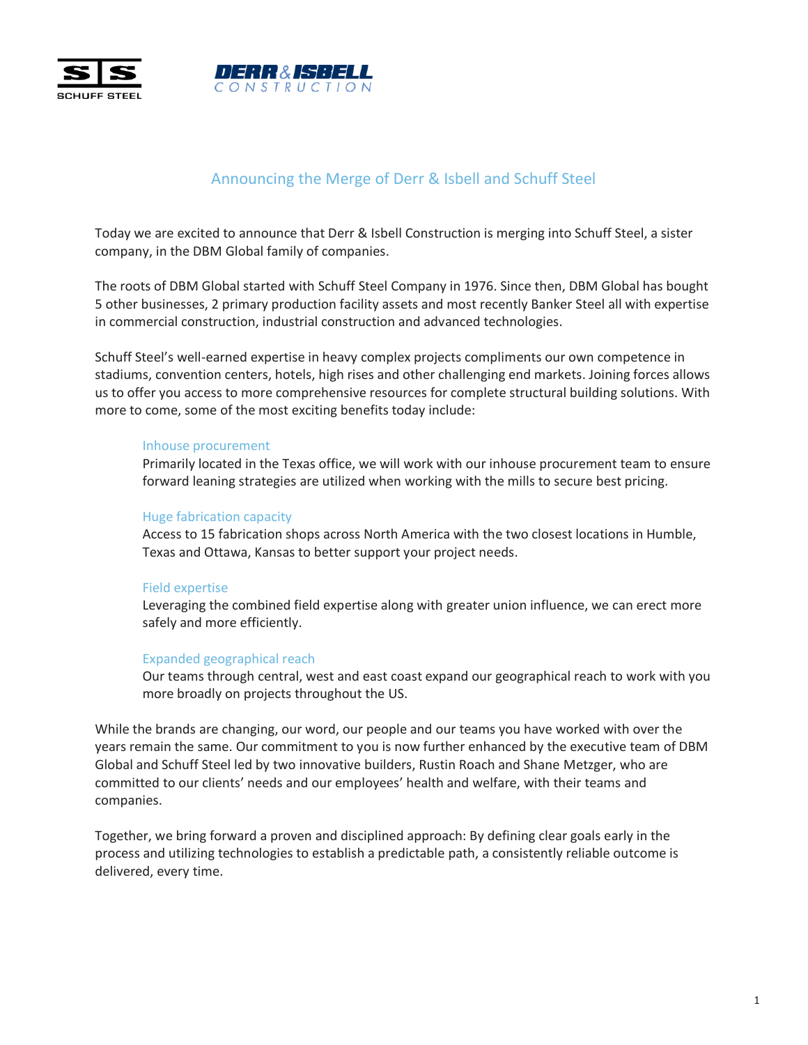# Announcing the Merge of Derr & Isbell and Schuff Steel

Today we are excited to announce that Derr & Isbell Construction is merging into Schuff Steel, a sister company, in the DBM Global family of companies.

The roots of DBM Global started with Schuff Steel Company in 1976. Since then, DBM Global has bought 5 other businesses, 2 primary production facility assets and most recently Banker Steel all with expertise in commercial construction, industrial construction and advanced technologies.

Schuff Steel's well-earned expertise in heavy complex projects compliments our own competence in stadiums, convention centers, hotels, high rises and other challenging end markets. Joining forces allows us to offer you access to more comprehensive resources for complete structural building solutions. With more to come, some of the most exciting benefits today include:

### Inhouse procurement

Primarily located in the Texas office, we will work with our inhouse procurement team to ensure forward leaning strategies are utilized when working with the mills to secure best pricing.

### Huge fabrication capacity

Access to 15 fabrication shops across North America with the two closest locations in Humble, Texas and Ottawa, Kansas to better support your project needs.

### Field expertise

Leveraging the combined field expertise along with greater union influence, we can erect more safely and more efficiently.

### Expanded geographical reach

Our teams through central, west and east coast expand our geographical reach to work with you more broadly on projects throughout the US.

While the brands are changing, our word, our people and our teams you have worked with over the years remain the same. Our commitment to you is now further enhanced by the executive team of DBM Global and Schuff Steel led by two innovative builders, Rustin Roach and Shane Metzger, who are committed to our clients' needs and our employees' health and welfare, with their teams and companies.

Together, we bring forward a proven and disciplined approach: By defining clear goals early in the process and utilizing technologies to establish a predictable path, a consistently reliable outcome is delivered, every time.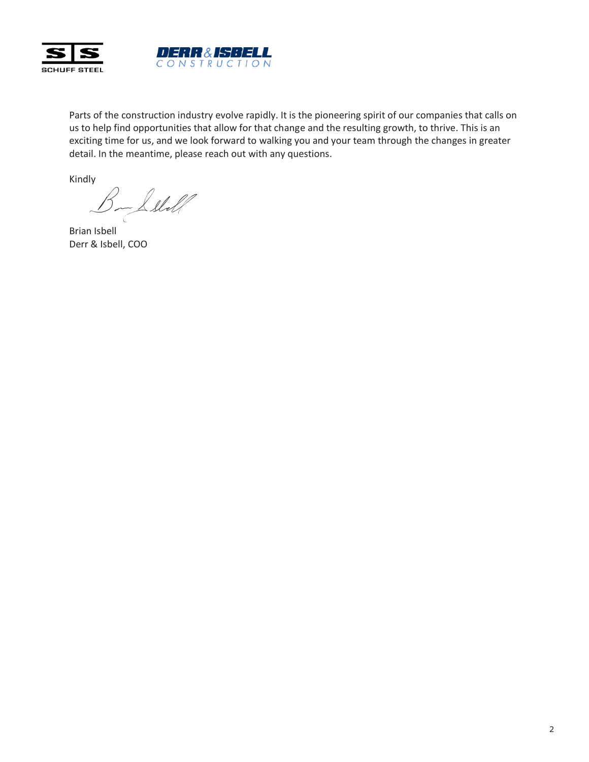SCHUFF STEEL

DERR & ISBELL CONSTRUCTION

Parts of the construction industry evolve rapidly. It is the pioneering spirit of our companies that calls on us to help find opportunities that allow for that change and the resulting growth, to thrive. This is an exciting time for us, and we look forward to walking you and your team through the changes in greater detail. In the meantime, please reach out with any questions.

Kindly

Brian Isbell
Derr & Isbell, COO